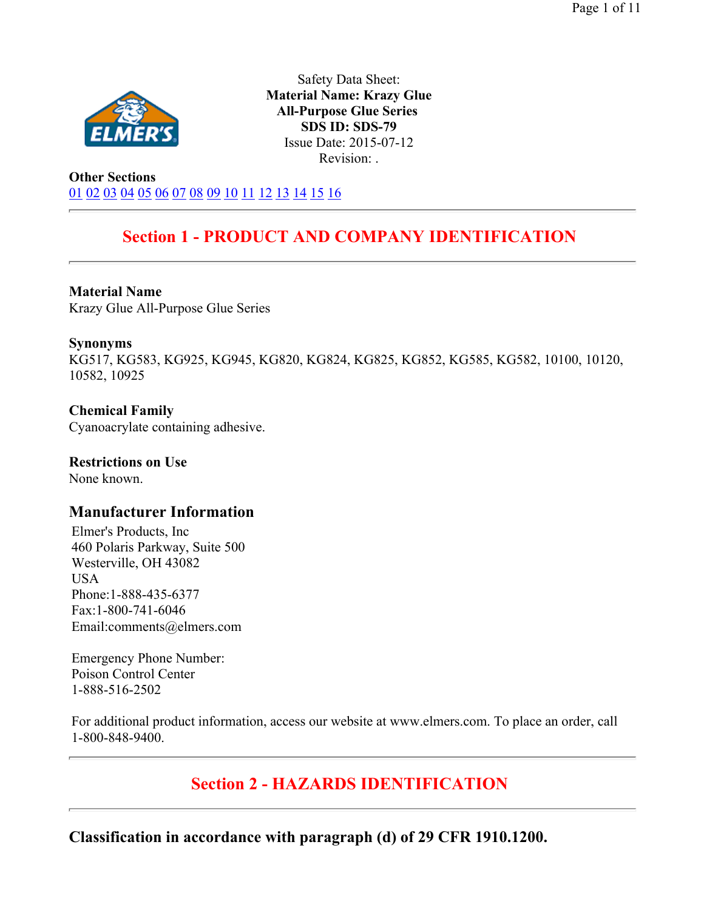Safety Data Sheet:
**Material Name: Krazy Glue All-Purpose Glue Series**
**SDS ID: SDS-79**
Issue Date: 2015-07-12
Revision: .

**Other Sections**
01 02 03 04 05 06 07 08 09 10 11 12 13 14 15 16

---

## Section 1 - PRODUCT AND COMPANY IDENTIFICATION

---

**Material Name**
Krazy Glue All-Purpose Glue Series

**Synonyms**
KG517, KG583, KG925, KG945, KG820, KG824, KG825, KG852, KG585, KG582, 10100, 10120, 10582, 10925

**Chemical Family**
Cyanoacrylate containing adhesive.

**Restrictions on Use**
None known.

### Manufacturer Information

Elmer's Products, Inc
460 Polaris Parkway, Suite 500
Westerville, OH 43082
USA
Phone:1-888-435-6377
Fax:1-800-741-6046
Email:comments@elmers.com

Emergency Phone Number:
Poison Control Center
1-888-516-2502

For additional product information, access our website at www.elmers.com. To place an order, call 1-800-848-9400.

---

## Section 2 - HAZARDS IDENTIFICATION

---

### Classification in accordance with paragraph (d) of 29 CFR 1910.1200.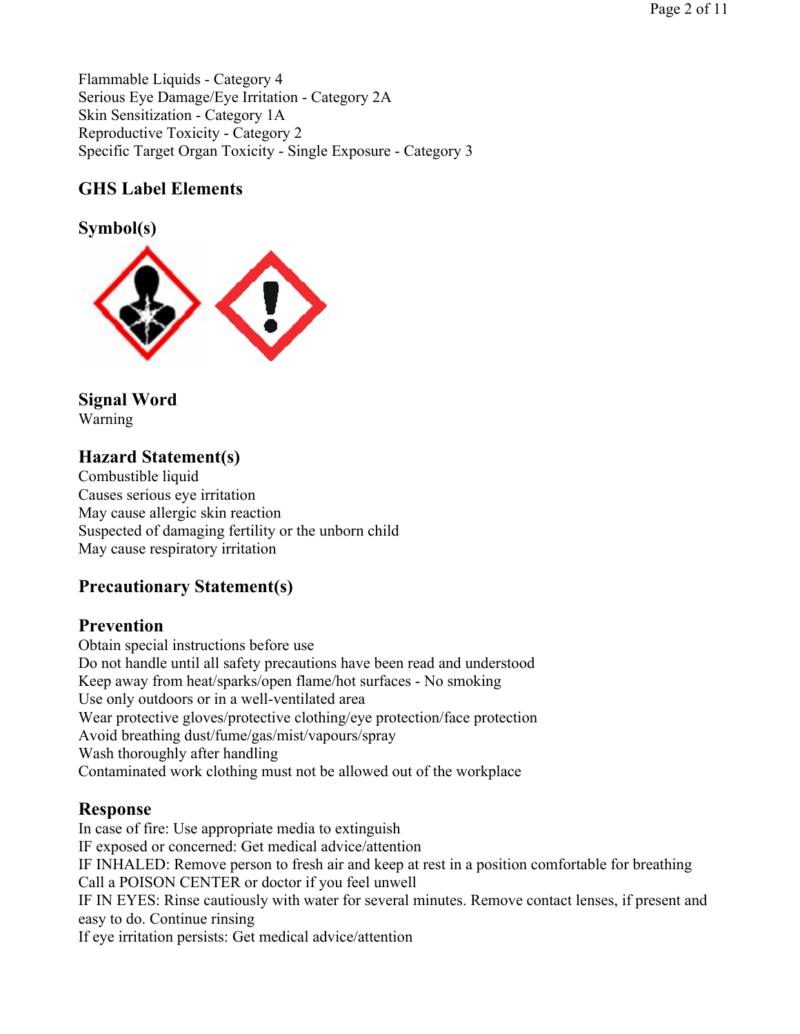Flammable Liquids - Category 4
Serious Eye Damage/Eye Irritation - Category 2A
Skin Sensitization - Category 1A
Reproductive Toxicity - Category 2
Specific Target Organ Toxicity - Single Exposure - Category 3

## GHS Label Elements

## Symbol(s)

## Signal Word

Warning

## Hazard Statement(s)

Combustible liquid
Causes serious eye irritation
May cause allergic skin reaction
Suspected of damaging fertility or the unborn child
May cause respiratory irritation

## Precautionary Statement(s)

## Prevention

Obtain special instructions before use
Do not handle until all safety precautions have been read and understood
Keep away from heat/sparks/open flame/hot surfaces - No smoking
Use only outdoors or in a well-ventilated area
Wear protective gloves/protective clothing/eye protection/face protection
Avoid breathing dust/fume/gas/mist/vapours/spray
Wash thoroughly after handling
Contaminated work clothing must not be allowed out of the workplace

## Response

In case of fire: Use appropriate media to extinguish
IF exposed or concerned: Get medical advice/attention
IF INHALED: Remove person to fresh air and keep at rest in a position comfortable for breathing
Call a POISON CENTER or doctor if you feel unwell
IF IN EYES: Rinse cautiously with water for several minutes. Remove contact lenses, if present and easy to do. Continue rinsing
If eye irritation persists: Get medical advice/attention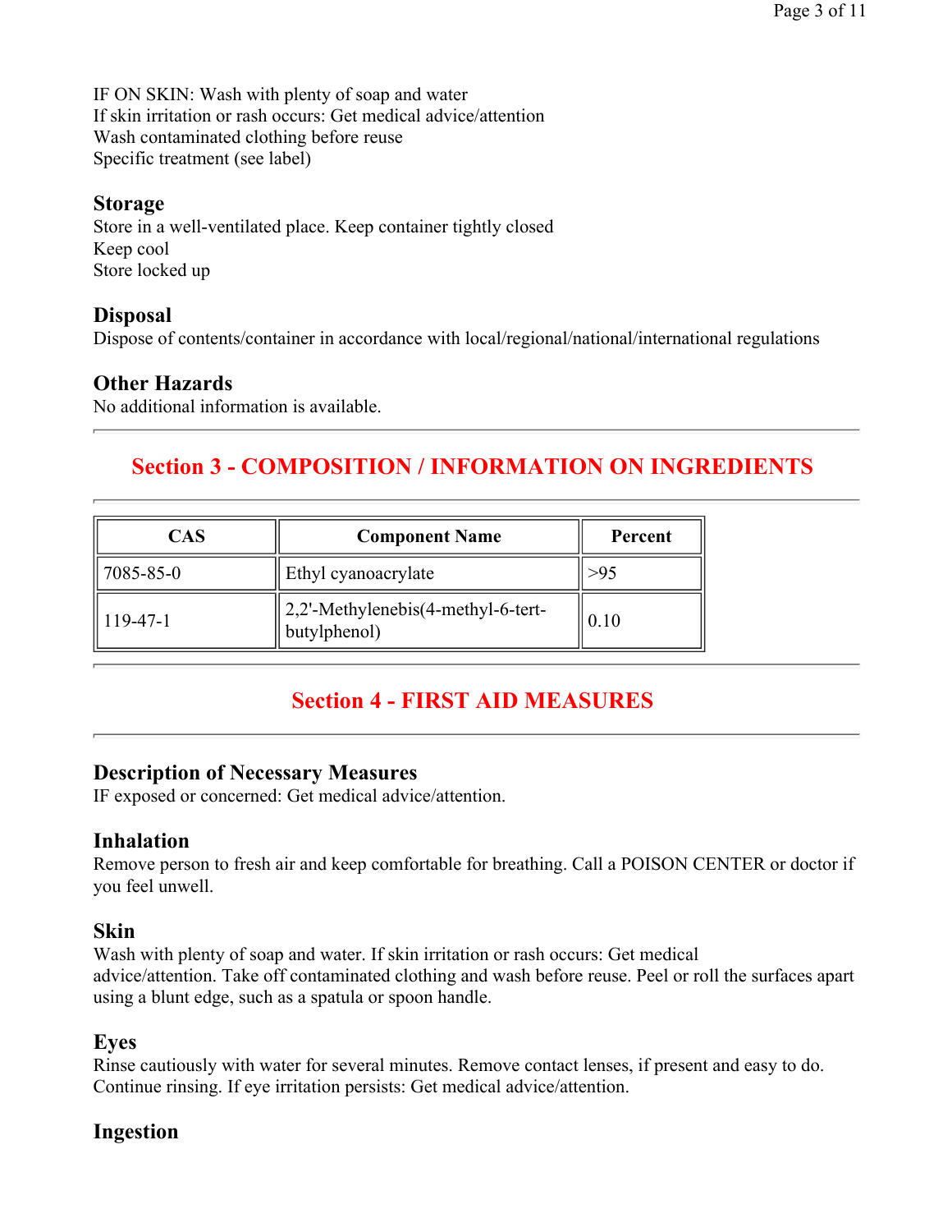IF ON SKIN: Wash with plenty of soap and water
If skin irritation or rash occurs: Get medical advice/attention
Wash contaminated clothing before reuse
Specific treatment (see label)

### Storage

Store in a well-ventilated place. Keep container tightly closed
Keep cool
Store locked up

### Disposal

Dispose of contents/container in accordance with local/regional/national/international regulations

### Other Hazards

No additional information is available.

---

## Section 3 - COMPOSITION / INFORMATION ON INGREDIENTS

---

| CAS | Component Name | Percent |
|---|---|---|
| 7085-85-0 | Ethyl cyanoacrylate | >95 |
| 119-47-1 | 2,2'-Methylenebis(4-methyl-6-tert-butylphenol) | 0.10 |

---

## Section 4 - FIRST AID MEASURES

---

### Description of Necessary Measures

IF exposed or concerned: Get medical advice/attention.

### Inhalation

Remove person to fresh air and keep comfortable for breathing. Call a POISON CENTER or doctor if you feel unwell.

### Skin

Wash with plenty of soap and water. If skin irritation or rash occurs: Get medical advice/attention. Take off contaminated clothing and wash before reuse. Peel or roll the surfaces apart using a blunt edge, such as a spatula or spoon handle.

### Eyes

Rinse cautiously with water for several minutes. Remove contact lenses, if present and easy to do. Continue rinsing. If eye irritation persists: Get medical advice/attention.

### Ingestion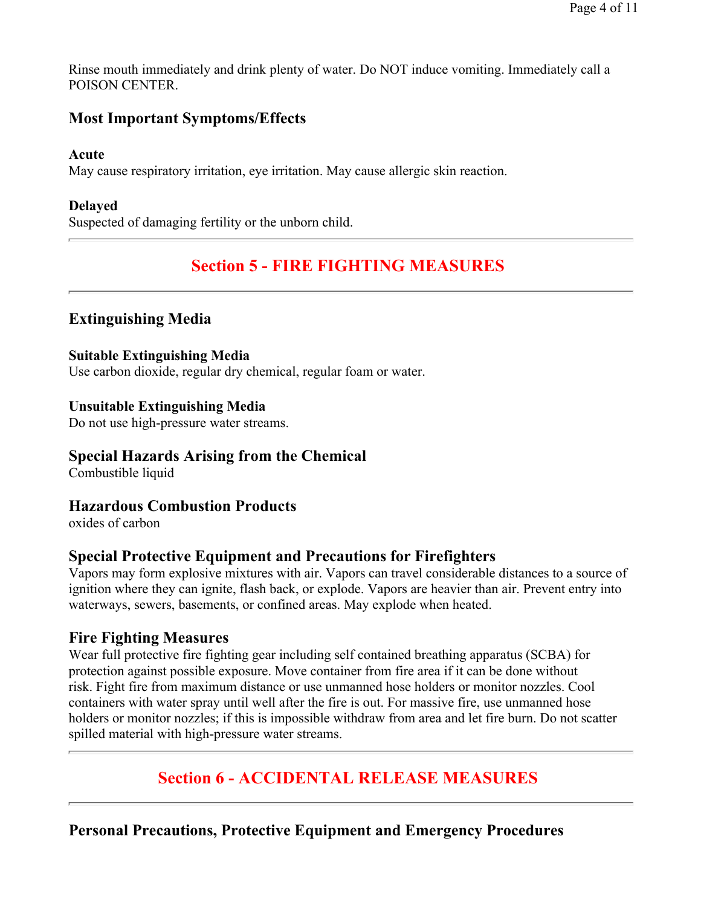Rinse mouth immediately and drink plenty of water. Do NOT induce vomiting. Immediately call a POISON CENTER.

### Most Important Symptoms/Effects

#### Acute

May cause respiratory irritation, eye irritation. May cause allergic skin reaction.

#### Delayed

Suspected of damaging fertility or the unborn child.

---

## Section 5 - FIRE FIGHTING MEASURES

---

### Extinguishing Media

#### Suitable Extinguishing Media

Use carbon dioxide, regular dry chemical, regular foam or water.

#### Unsuitable Extinguishing Media

Do not use high-pressure water streams.

### Special Hazards Arising from the Chemical

Combustible liquid

### Hazardous Combustion Products

oxides of carbon

### Special Protective Equipment and Precautions for Firefighters

Vapors may form explosive mixtures with air. Vapors can travel considerable distances to a source of ignition where they can ignite, flash back, or explode. Vapors are heavier than air. Prevent entry into waterways, sewers, basements, or confined areas. May explode when heated.

### Fire Fighting Measures

Wear full protective fire fighting gear including self contained breathing apparatus (SCBA) for protection against possible exposure. Move container from fire area if it can be done without risk. Fight fire from maximum distance or use unmanned hose holders or monitor nozzles. Cool containers with water spray until well after the fire is out. For massive fire, use unmanned hose holders or monitor nozzles; if this is impossible withdraw from area and let fire burn. Do not scatter spilled material with high-pressure water streams.

---

## Section 6 - ACCIDENTAL RELEASE MEASURES

---

### Personal Precautions, Protective Equipment and Emergency Procedures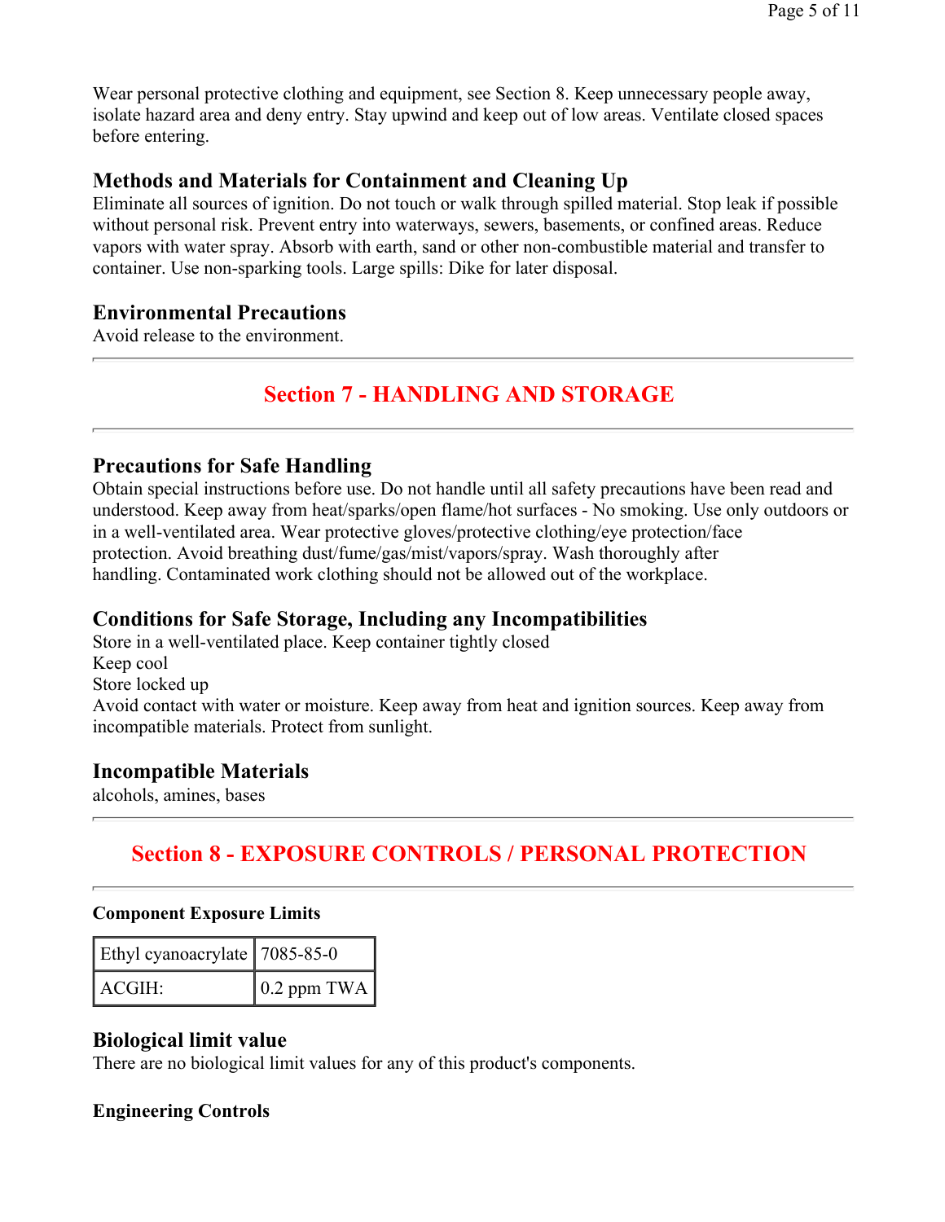Wear personal protective clothing and equipment, see Section 8. Keep unnecessary people away, isolate hazard area and deny entry. Stay upwind and keep out of low areas. Ventilate closed spaces before entering.

### Methods and Materials for Containment and Cleaning Up

Eliminate all sources of ignition. Do not touch or walk through spilled material. Stop leak if possible without personal risk. Prevent entry into waterways, sewers, basements, or confined areas. Reduce vapors with water spray. Absorb with earth, sand or other non-combustible material and transfer to container. Use non-sparking tools. Large spills: Dike for later disposal.

### Environmental Precautions

Avoid release to the environment.

---

## Section 7 - HANDLING AND STORAGE

---

### Precautions for Safe Handling

Obtain special instructions before use. Do not handle until all safety precautions have been read and understood. Keep away from heat/sparks/open flame/hot surfaces - No smoking. Use only outdoors or in a well-ventilated area. Wear protective gloves/protective clothing/eye protection/face protection. Avoid breathing dust/fume/gas/mist/vapors/spray. Wash thoroughly after handling. Contaminated work clothing should not be allowed out of the workplace.

### Conditions for Safe Storage, Including any Incompatibilities

Store in a well-ventilated place. Keep container tightly closed
Keep cool
Store locked up
Avoid contact with water or moisture. Keep away from heat and ignition sources. Keep away from incompatible materials. Protect from sunlight.

### Incompatible Materials

alcohols, amines, bases

---

## Section 8 - EXPOSURE CONTROLS / PERSONAL PROTECTION

---

**Component Exposure Limits**

| Ethyl cyanoacrylate | 7085-85-0 |
|---|---|
| ACGIH: | 0.2 ppm TWA |

### Biological limit value

There are no biological limit values for any of this product's components.

**Engineering Controls**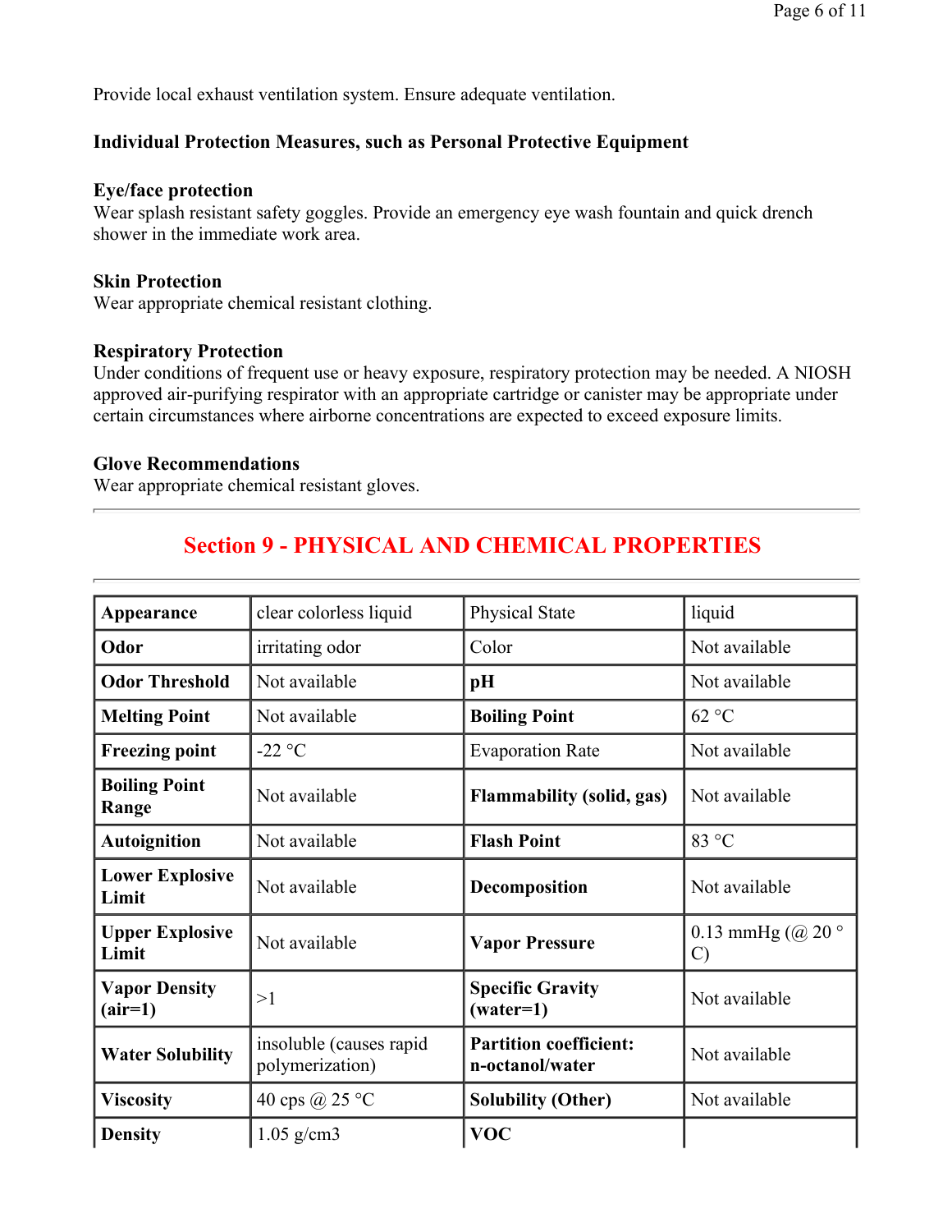Provide local exhaust ventilation system. Ensure adequate ventilation.

### Individual Protection Measures, such as Personal Protective Equipment

**Eye/face protection**
Wear splash resistant safety goggles. Provide an emergency eye wash fountain and quick drench shower in the immediate work area.

**Skin Protection**
Wear appropriate chemical resistant clothing.

**Respiratory Protection**
Under conditions of frequent use or heavy exposure, respiratory protection may be needed. A NIOSH approved air-purifying respirator with an appropriate cartridge or canister may be appropriate under certain circumstances where airborne concentrations are expected to exceed exposure limits.

**Glove Recommendations**
Wear appropriate chemical resistant gloves.

---

## Section 9 - PHYSICAL AND CHEMICAL PROPERTIES

---

| | | | |
|---|---|---|---|
| **Appearance** | clear colorless liquid | Physical State | liquid |
| **Odor** | irritating odor | Color | Not available |
| **Odor Threshold** | Not available | **pH** | Not available |
| **Melting Point** | Not available | **Boiling Point** | 62 °C |
| **Freezing point** | -22 °C | Evaporation Rate | Not available |
| **Boiling Point Range** | Not available | **Flammability (solid, gas)** | Not available |
| **Autoignition** | Not available | **Flash Point** | 83 °C |
| **Lower Explosive Limit** | Not available | **Decomposition** | Not available |
| **Upper Explosive Limit** | Not available | **Vapor Pressure** | 0.13 mmHg (@ 20 ° C) |
| **Vapor Density (air=1)** | >1 | **Specific Gravity (water=1)** | Not available |
| **Water Solubility** | insoluble (causes rapid polymerization) | **Partition coefficient: n-octanol/water** | Not available |
| **Viscosity** | 40 cps @ 25 °C | **Solubility (Other)** | Not available |
| **Density** | 1.05 g/cm3 | **VOC** | |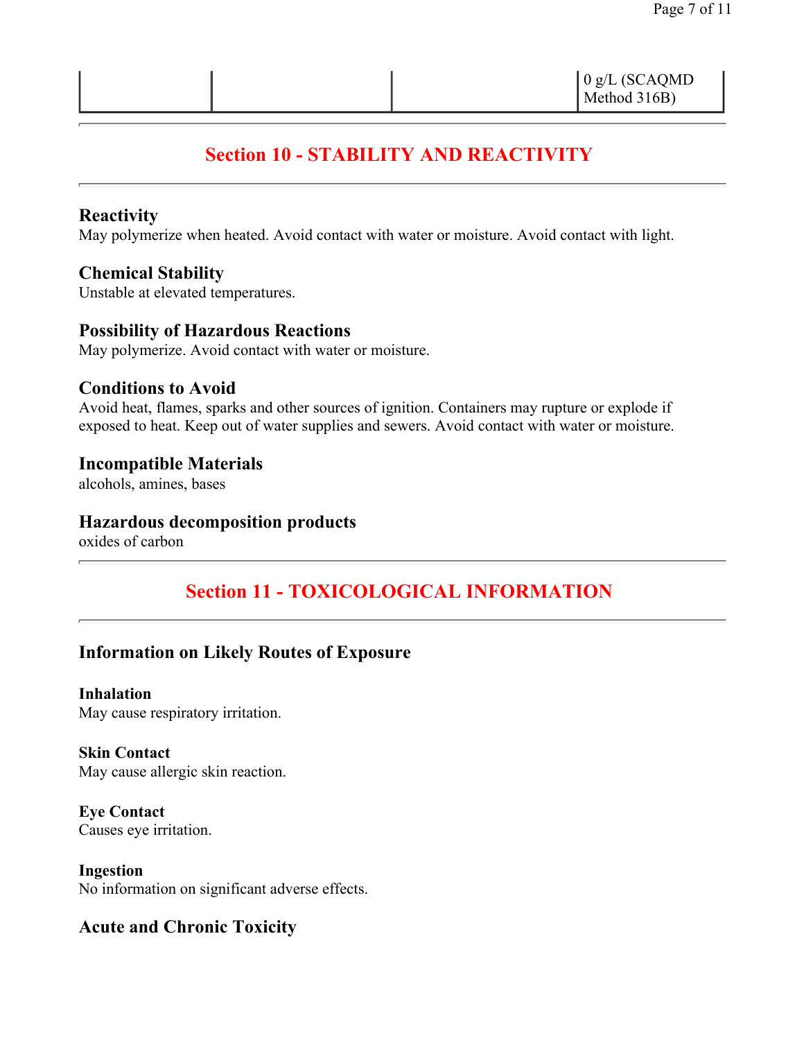| | | | |
|---|---|---|---|
| | | | 0 g/L (SCAQMD Method 316B) |

## Section 10 - STABILITY AND REACTIVITY

### Reactivity
May polymerize when heated. Avoid contact with water or moisture. Avoid contact with light.

### Chemical Stability
Unstable at elevated temperatures.

### Possibility of Hazardous Reactions
May polymerize. Avoid contact with water or moisture.

### Conditions to Avoid
Avoid heat, flames, sparks and other sources of ignition. Containers may rupture or explode if exposed to heat. Keep out of water supplies and sewers. Avoid contact with water or moisture.

### Incompatible Materials
alcohols, amines, bases

### Hazardous decomposition products
oxides of carbon

## Section 11 - TOXICOLOGICAL INFORMATION

### Information on Likely Routes of Exposure

#### Inhalation
May cause respiratory irritation.

#### Skin Contact
May cause allergic skin reaction.

#### Eye Contact
Causes eye irritation.

#### Ingestion
No information on significant adverse effects.

### Acute and Chronic Toxicity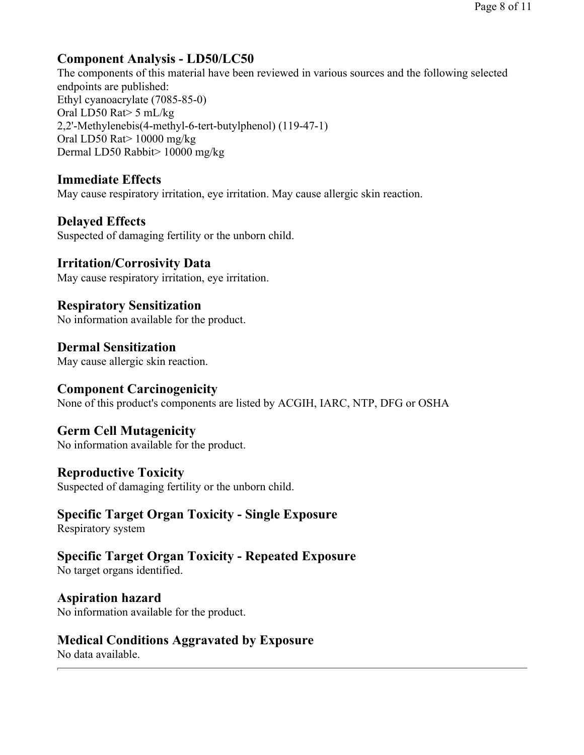### Component Analysis - LD50/LC50

The components of this material have been reviewed in various sources and the following selected endpoints are published:

Ethyl cyanoacrylate (7085-85-0)
Oral LD50 Rat> 5 mL/kg
2,2'-Methylenebis(4-methyl-6-tert-butylphenol) (119-47-1)
Oral LD50 Rat> 10000 mg/kg
Dermal LD50 Rabbit> 10000 mg/kg

### Immediate Effects

May cause respiratory irritation, eye irritation. May cause allergic skin reaction.

### Delayed Effects

Suspected of damaging fertility or the unborn child.

### Irritation/Corrosivity Data

May cause respiratory irritation, eye irritation.

### Respiratory Sensitization

No information available for the product.

### Dermal Sensitization

May cause allergic skin reaction.

### Component Carcinogenicity

None of this product's components are listed by ACGIH, IARC, NTP, DFG or OSHA

### Germ Cell Mutagenicity

No information available for the product.

### Reproductive Toxicity

Suspected of damaging fertility or the unborn child.

### Specific Target Organ Toxicity - Single Exposure

Respiratory system

### Specific Target Organ Toxicity - Repeated Exposure

No target organs identified.

### Aspiration hazard

No information available for the product.

### Medical Conditions Aggravated by Exposure

No data available.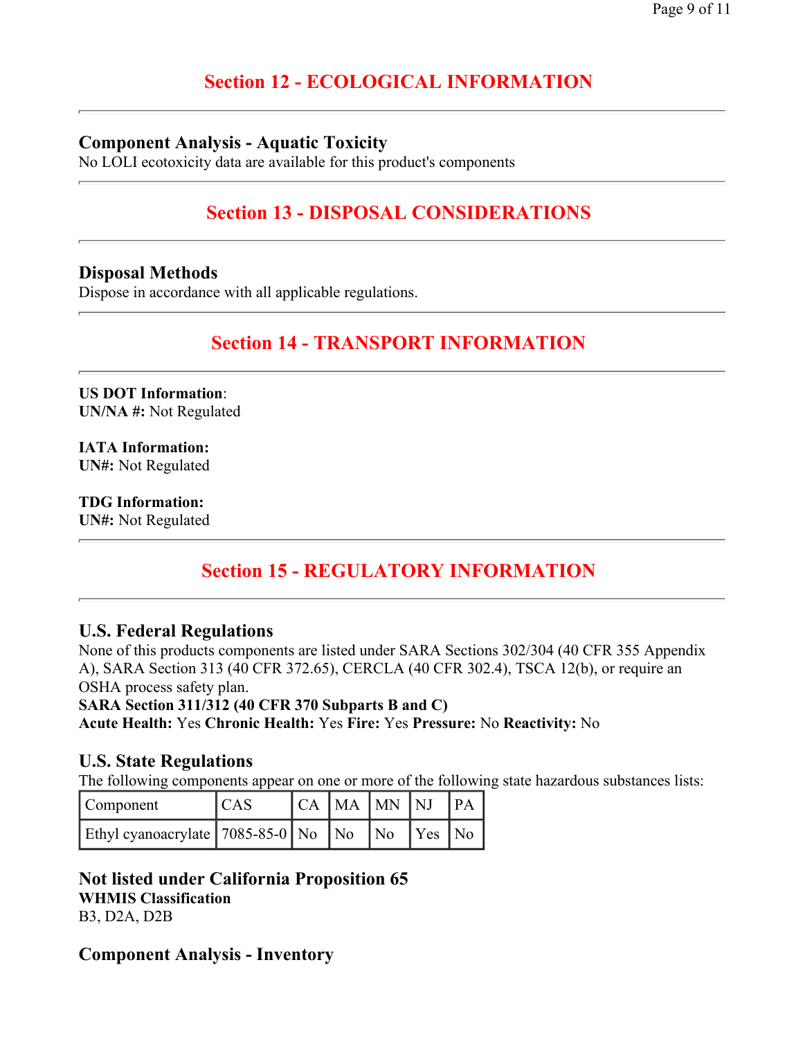## Section 12 - ECOLOGICAL INFORMATION

---

### Component Analysis - Aquatic Toxicity

No LOLI ecotoxicity data are available for this product's components

---

## Section 13 - DISPOSAL CONSIDERATIONS

---

### Disposal Methods

Dispose in accordance with all applicable regulations.

---

## Section 14 - TRANSPORT INFORMATION

---

**US DOT Information**:
**UN/NA #:** Not Regulated

**IATA Information:**
**UN#:** Not Regulated

**TDG Information:**
**UN#:** Not Regulated

---

## Section 15 - REGULATORY INFORMATION

---

### U.S. Federal Regulations

None of this products components are listed under SARA Sections 302/304 (40 CFR 355 Appendix A), SARA Section 313 (40 CFR 372.65), CERCLA (40 CFR 302.4), TSCA 12(b), or require an OSHA process safety plan.
**SARA Section 311/312 (40 CFR 370 Subparts B and C)**
**Acute Health:** Yes **Chronic Health:** Yes **Fire:** Yes **Pressure:** No **Reactivity:** No

### U.S. State Regulations

The following components appear on one or more of the following state hazardous substances lists:

| Component | CAS | CA | MA | MN | NJ | PA |
|---|---|---|---|---|---|---|
| Ethyl cyanoacrylate | 7085-85-0 | No | No | No | Yes | No |

### Not listed under California Proposition 65

**WHMIS Classification**
B3, D2A, D2B

### Component Analysis - Inventory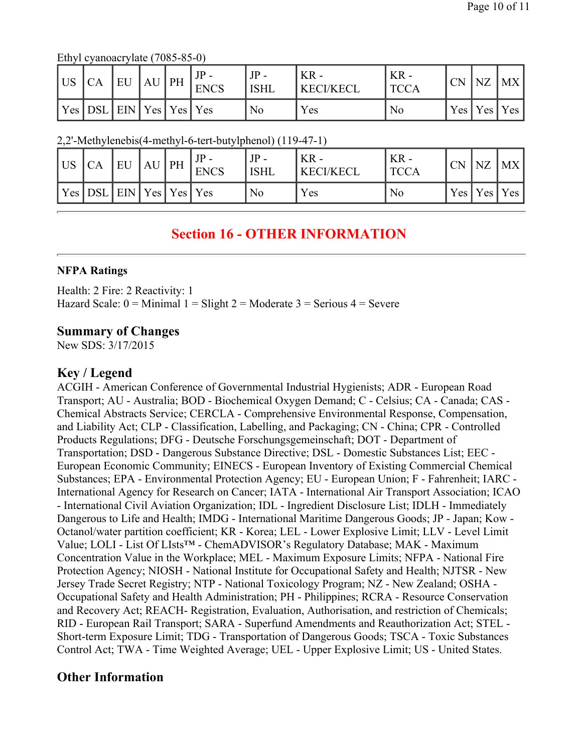Ethyl cyanoacrylate (7085-85-0)

| US | CA | EU | AU | PH | JP - ENCS | JP - ISHL | KR - KECI/KECL | KR - TCCA | CN | NZ | MX |
|---|---|---|---|---|---|---|---|---|---|---|---|
| Yes | DSL | EIN | Yes | Yes | Yes | No | Yes | No | Yes | Yes | Yes |

2,2'-Methylenebis(4-methyl-6-tert-butylphenol) (119-47-1)

| US | CA | EU | AU | PH | JP - ENCS | JP - ISHL | KR - KECI/KECL | KR - TCCA | CN | NZ | MX |
|---|---|---|---|---|---|---|---|---|---|---|---|
| Yes | DSL | EIN | Yes | Yes | Yes | No | Yes | No | Yes | Yes | Yes |

## Section 16 - OTHER INFORMATION

**NFPA Ratings**

Health: 2 Fire: 2 Reactivity: 1
Hazard Scale: 0 = Minimal 1 = Slight 2 = Moderate 3 = Serious 4 = Severe

### Summary of Changes

New SDS: 3/17/2015

### Key / Legend

ACGIH - American Conference of Governmental Industrial Hygienists; ADR - European Road Transport; AU - Australia; BOD - Biochemical Oxygen Demand; C - Celsius; CA - Canada; CAS - Chemical Abstracts Service; CERCLA - Comprehensive Environmental Response, Compensation, and Liability Act; CLP - Classification, Labelling, and Packaging; CN - China; CPR - Controlled Products Regulations; DFG - Deutsche Forschungsgemeinschaft; DOT - Department of Transportation; DSD - Dangerous Substance Directive; DSL - Domestic Substances List; EEC - European Economic Community; EINECS - European Inventory of Existing Commercial Chemical Substances; EPA - Environmental Protection Agency; EU - European Union; F - Fahrenheit; IARC - International Agency for Research on Cancer; IATA - International Air Transport Association; ICAO - International Civil Aviation Organization; IDL - Ingredient Disclosure List; IDLH - Immediately Dangerous to Life and Health; IMDG - International Maritime Dangerous Goods; JP - Japan; Kow - Octanol/water partition coefficient; KR - Korea; LEL - Lower Explosive Limit; LLV - Level Limit Value; LOLI - List Of LIsts™ - ChemADVISOR's Regulatory Database; MAK - Maximum Concentration Value in the Workplace; MEL - Maximum Exposure Limits; NFPA - National Fire Protection Agency; NIOSH - National Institute for Occupational Safety and Health; NJTSR - New Jersey Trade Secret Registry; NTP - National Toxicology Program; NZ - New Zealand; OSHA - Occupational Safety and Health Administration; PH - Philippines; RCRA - Resource Conservation and Recovery Act; REACH- Registration, Evaluation, Authorisation, and restriction of Chemicals; RID - European Rail Transport; SARA - Superfund Amendments and Reauthorization Act; STEL - Short-term Exposure Limit; TDG - Transportation of Dangerous Goods; TSCA - Toxic Substances Control Act; TWA - Time Weighted Average; UEL - Upper Explosive Limit; US - United States.

### Other Information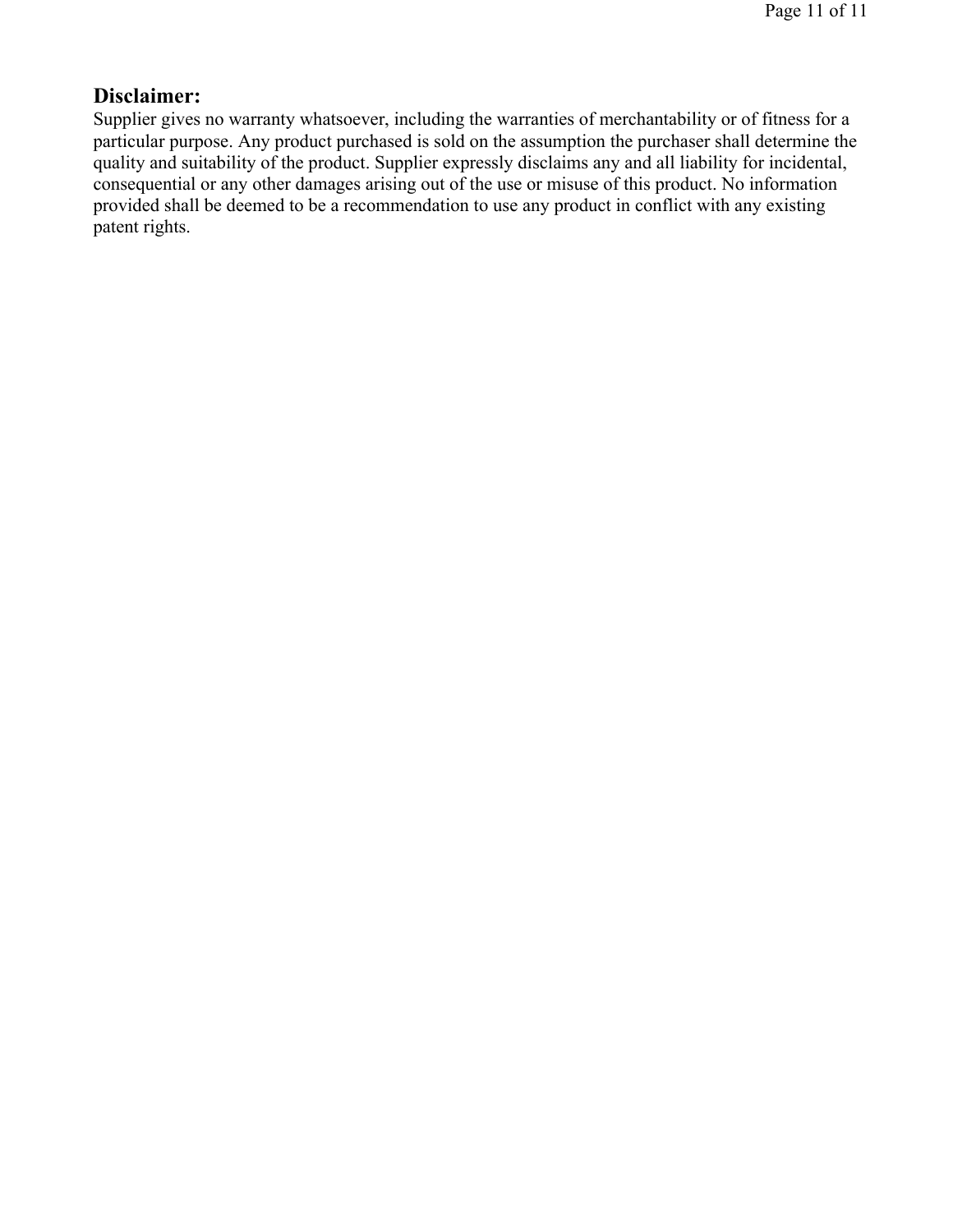## Disclaimer:

Supplier gives no warranty whatsoever, including the warranties of merchantability or of fitness for a particular purpose. Any product purchased is sold on the assumption the purchaser shall determine the quality and suitability of the product. Supplier expressly disclaims any and all liability for incidental, consequential or any other damages arising out of the use or misuse of this product. No information provided shall be deemed to be a recommendation to use any product in conflict with any existing patent rights.